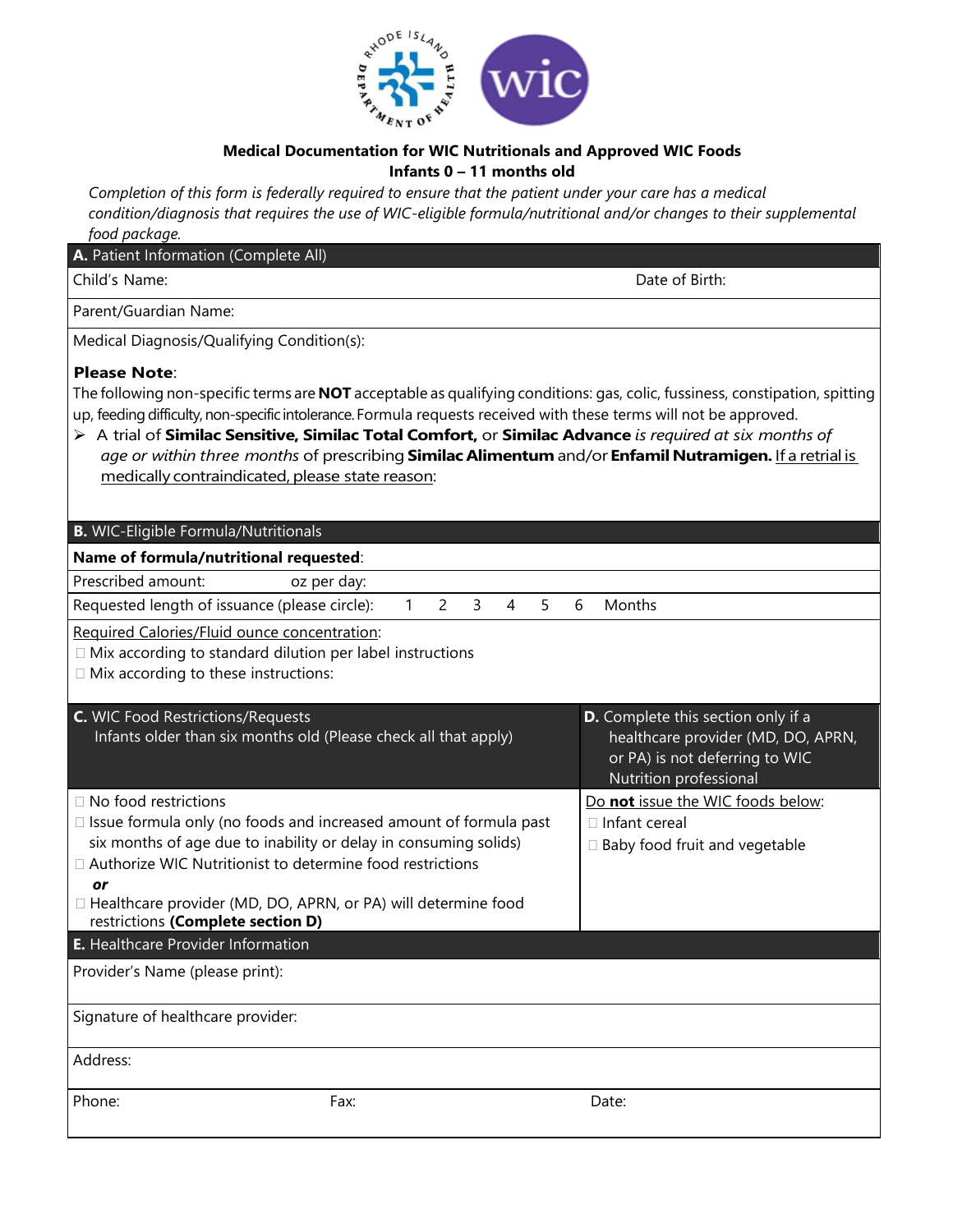## Medical Documentation for WIC Nutritionals and Approved WIC Foods
### Infants 0 – 11 months old

*Completion of this form is federally required to ensure that the patient under your care has a medical condition/diagnosis that requires the use of WIC-eligible formula/nutritional and/or changes to their supplemental food package.*

**A.** Patient Information (Complete All)

Child's Name: Date of Birth:

Parent/Guardian Name:

Medical Diagnosis/Qualifying Condition(s):

**Please Note**:

The following non-specific terms are **NOT** acceptable as qualifying conditions: gas, colic, fussiness, constipation, spitting up, feeding difficulty, non-specific intolerance. Formula requests received with these terms will not be approved.

- A trial of **Similac Sensitive, Similac Total Comfort,** or **Similac Advance** *is required at six months of age or within three months* of prescribing **Similac Alimentum** and/or **Enfamil Nutramigen.** If a retrial is medically contraindicated, please state reason:

**B.** WIC-Eligible Formula/Nutritionals

**Name of formula/nutritional requested**:

Prescribed amount: oz per day:

Requested length of issuance (please circle): 1 2 3 4 5 6 Months

Required Calories/Fluid ounce concentration:

- ☐ Mix according to standard dilution per label instructions
- ☐ Mix according to these instructions:

| **C.** WIC Food Restrictions/Requests<br>Infants older than six months old (Please check all that apply) | **D.** Complete this section only if a healthcare provider (MD, DO, APRN, or PA) is not deferring to WIC Nutrition professional |
|---|---|
| ☐ No food restrictions<br>☐ Issue formula only (no foods and increased amount of formula past six months of age due to inability or delay in consuming solids)<br>☐ Authorize WIC Nutritionist to determine food restrictions<br>***or***<br>☐ Healthcare provider (MD, DO, APRN, or PA) will determine food restrictions **(Complete section D)** | Do **not** issue the WIC foods below:<br>☐ Infant cereal<br>☐ Baby food fruit and vegetable |

**E.** Healthcare Provider Information

Provider's Name (please print):

Signature of healthcare provider:

Address:

Phone: Fax: Date: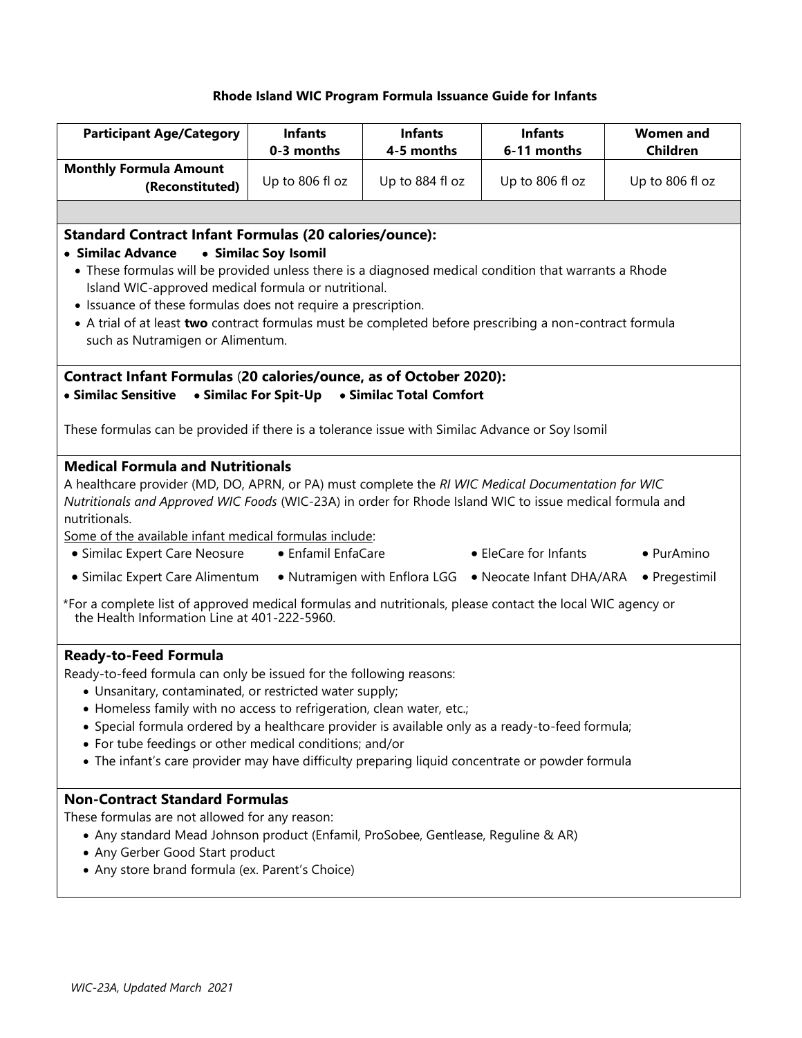# Rhode Island WIC Program Formula Issuance Guide for Infants

| Participant Age/Category | Infants 0-3 months | Infants 4-5 months | Infants 6-11 months | Women and Children |
|---|---|---|---|---|
| Monthly Formula Amount (Reconstituted) | Up to 806 fl oz | Up to 884 fl oz | Up to 806 fl oz | Up to 806 fl oz |

## Standard Contract Infant Formulas (20 calories/ounce):

- **Similac Advance**
- **Similac Soy Isomil**

- These formulas will be provided unless there is a diagnosed medical condition that warrants a Rhode Island WIC-approved medical formula or nutritional.
- Issuance of these formulas does not require a prescription.
- A trial of at least **two** contract formulas must be completed before prescribing a non-contract formula such as Nutramigen or Alimentum.

## Contract Infant Formulas (20 calories/ounce, as of October 2020):

- **Similac Sensitive**
- **Similac For Spit-Up**
- **Similac Total Comfort**

These formulas can be provided if there is a tolerance issue with Similac Advance or Soy Isomil

## Medical Formula and Nutritionals

A healthcare provider (MD, DO, APRN, or PA) must complete the *RI WIC Medical Documentation for WIC Nutritionals and Approved WIC Foods* (WIC-23A) in order for Rhode Island WIC to issue medical formula and nutritionals.

Some of the available infant medical formulas include:

- Similac Expert Care Neosure
- Enfamil EnfaCare
- EleCare for Infants
- PurAmino
- Similac Expert Care Alimentum
- Nutramigen with Enflora LGG
- Neocate Infant DHA/ARA
- Pregestimil

*For a complete list of approved medical formulas and nutritionals, please contact the local WIC agency or the Health Information Line at 401-222-5960.

## Ready-to-Feed Formula

Ready-to-feed formula can only be issued for the following reasons:

- Unsanitary, contaminated, or restricted water supply;
- Homeless family with no access to refrigeration, clean water, etc.;
- Special formula ordered by a healthcare provider is available only as a ready-to-feed formula;
- For tube feedings or other medical conditions; and/or
- The infant's care provider may have difficulty preparing liquid concentrate or powder formula

## Non-Contract Standard Formulas

These formulas are not allowed for any reason:

- Any standard Mead Johnson product (Enfamil, ProSobee, Gentlease, Reguline & AR)
- Any Gerber Good Start product
- Any store brand formula (ex. Parent's Choice)

*WIC-23A, Updated March 2021*